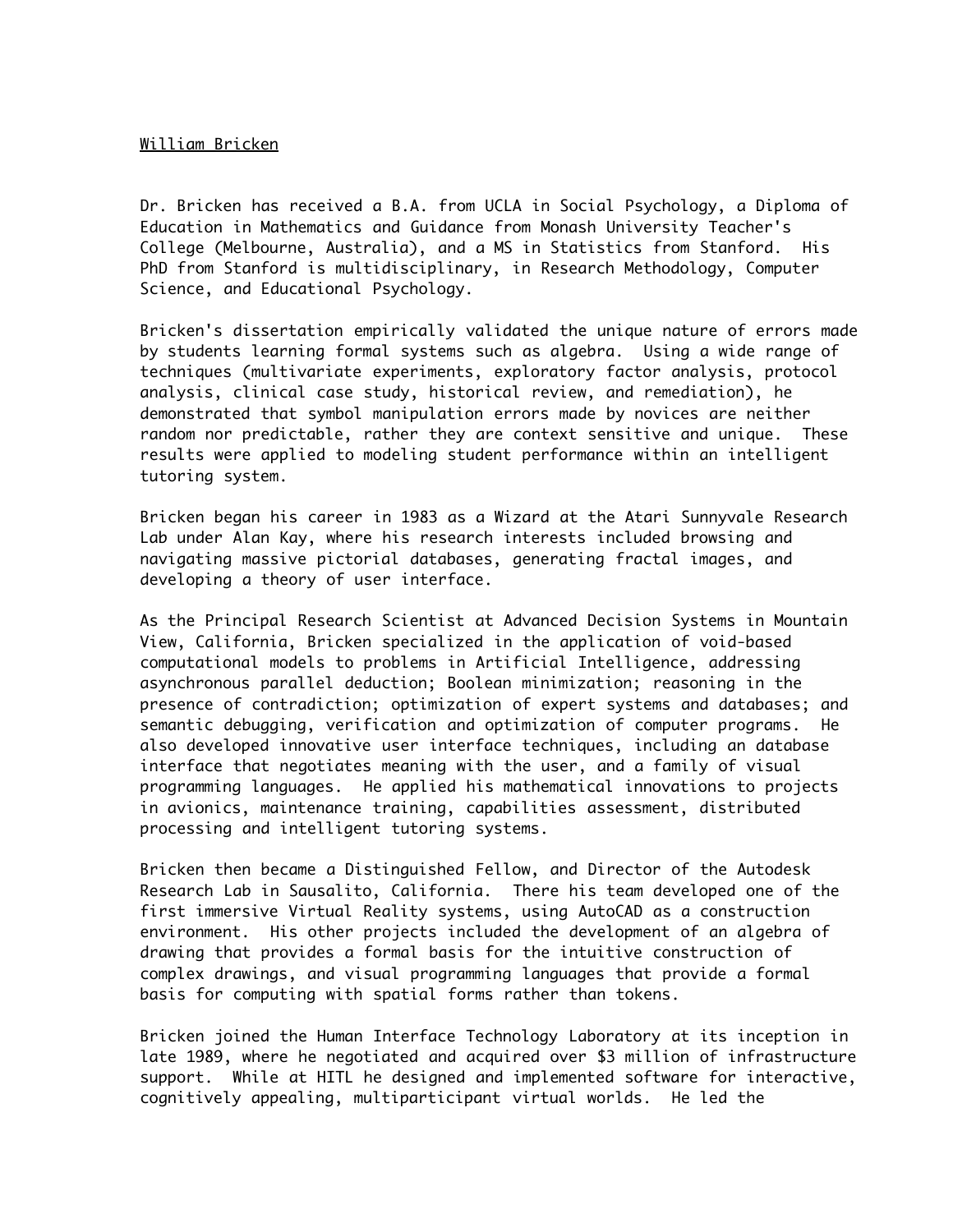William Bricken

Dr. Bricken has received a B.A. from UCLA in Social Psychology, a Diploma of Education in Mathematics and Guidance from Monash University Teacher's College (Melbourne, Australia), and a MS in Statistics from Stanford. His PhD from Stanford is multidisciplinary, in Research Methodology, Computer Science, and Educational Psychology.

Bricken's dissertation empirically validated the unique nature of errors made by students learning formal systems such as algebra. Using a wide range of techniques (multivariate experiments, exploratory factor analysis, protocol analysis, clinical case study, historical review, and remediation), he demonstrated that symbol manipulation errors made by novices are neither random nor predictable, rather they are context sensitive and unique. These results were applied to modeling student performance within an intelligent tutoring system.

Bricken began his career in 1983 as a Wizard at the Atari Sunnyvale Research Lab under Alan Kay, where his research interests included browsing and navigating massive pictorial databases, generating fractal images, and developing a theory of user interface.

As the Principal Research Scientist at Advanced Decision Systems in Mountain View, California, Bricken specialized in the application of void-based computational models to problems in Artificial Intelligence, addressing asynchronous parallel deduction; Boolean minimization; reasoning in the presence of contradiction; optimization of expert systems and databases; and semantic debugging, verification and optimization of computer programs. He also developed innovative user interface techniques, including an database interface that negotiates meaning with the user, and a family of visual programming languages. He applied his mathematical innovations to projects in avionics, maintenance training, capabilities assessment, distributed processing and intelligent tutoring systems.

Bricken then became a Distinguished Fellow, and Director of the Autodesk Research Lab in Sausalito, California. There his team developed one of the first immersive Virtual Reality systems, using AutoCAD as a construction environment. His other projects included the development of an algebra of drawing that provides a formal basis for the intuitive construction of complex drawings, and visual programming languages that provide a formal basis for computing with spatial forms rather than tokens.

Bricken joined the Human Interface Technology Laboratory at its inception in late 1989, where he negotiated and acquired over $3 million of infrastructure support. While at HITL he designed and implemented software for interactive, cognitively appealing, multiparticipant virtual worlds. He led the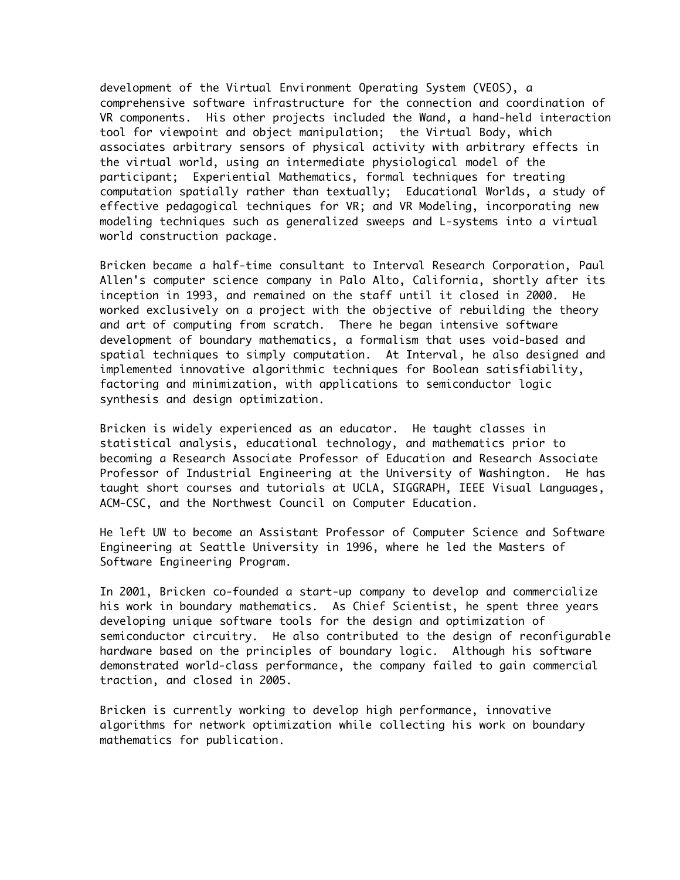development of the Virtual Environment Operating System (VEOS), a comprehensive software infrastructure for the connection and coordination of VR components. His other projects included the Wand, a hand-held interaction tool for viewpoint and object manipulation; the Virtual Body, which associates arbitrary sensors of physical activity with arbitrary effects in the virtual world, using an intermediate physiological model of the participant; Experiential Mathematics, formal techniques for treating computation spatially rather than textually; Educational Worlds, a study of effective pedagogical techniques for VR; and VR Modeling, incorporating new modeling techniques such as generalized sweeps and L-systems into a virtual world construction package.

Bricken became a half-time consultant to Interval Research Corporation, Paul Allen's computer science company in Palo Alto, California, shortly after its inception in 1993, and remained on the staff until it closed in 2000. He worked exclusively on a project with the objective of rebuilding the theory and art of computing from scratch. There he began intensive software development of boundary mathematics, a formalism that uses void-based and spatial techniques to simply computation. At Interval, he also designed and implemented innovative algorithmic techniques for Boolean satisfiability, factoring and minimization, with applications to semiconductor logic synthesis and design optimization.

Bricken is widely experienced as an educator. He taught classes in statistical analysis, educational technology, and mathematics prior to becoming a Research Associate Professor of Education and Research Associate Professor of Industrial Engineering at the University of Washington. He has taught short courses and tutorials at UCLA, SIGGRAPH, IEEE Visual Languages, ACM-CSC, and the Northwest Council on Computer Education.

He left UW to become an Assistant Professor of Computer Science and Software Engineering at Seattle University in 1996, where he led the Masters of Software Engineering Program.

In 2001, Bricken co-founded a start-up company to develop and commercialize his work in boundary mathematics. As Chief Scientist, he spent three years developing unique software tools for the design and optimization of semiconductor circuitry. He also contributed to the design of reconfigurable hardware based on the principles of boundary logic. Although his software demonstrated world-class performance, the company failed to gain commercial traction, and closed in 2005.

Bricken is currently working to develop high performance, innovative algorithms for network optimization while collecting his work on boundary mathematics for publication.